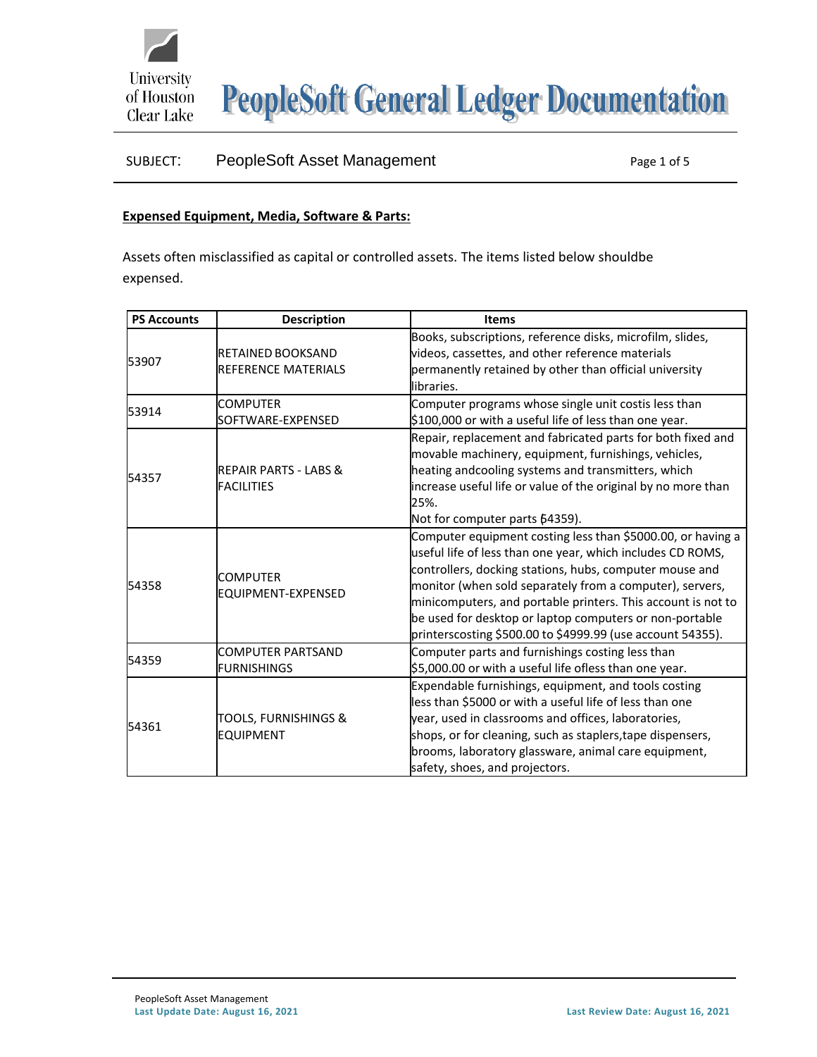# PeopleSoft General Ledger Documentation

SUBJECT: PeopleSoft Asset Management

**Expensed Equipment, Media, Software & Parts:**

Assets often misclassified as capital or controlled assets. The items listed below shouldbe expensed.

| PS Accounts | Description | Items |
|---|---|---|
| 53907 | RETAINED BOOKSAND REFERENCE MATERIALS | Books, subscriptions, reference disks, microfilm, slides, videos, cassettes, and other reference materials permanently retained by other than official university libraries. |
| 53914 | COMPUTER SOFTWARE-EXPENSED | Computer programs whose single unit costis less than $100,000 or with a useful life of less than one year. |
| 54357 | REPAIR PARTS - LABS & FACILITIES | Repair, replacement and fabricated parts for both fixed and movable machinery, equipment, furnishings, vehicles, heating andcooling systems and transmitters, which increase useful life or value of the original by no more than 25%. Not for computer parts (54359). |
| 54358 | COMPUTER EQUIPMENT-EXPENSED | Computer equipment costing less than $5000.00, or having a useful life of less than one year, which includes CD ROMS, controllers, docking stations, hubs, computer mouse and monitor (when sold separately from a computer), servers, minicomputers, and portable printers. This account is not to be used for desktop or laptop computers or non-portable printerscosting $500.00 to $4999.99 (use account 54355). |
| 54359 | COMPUTER PARTSAND FURNISHINGS | Computer parts and furnishings costing less than $5,000.00 or with a useful life ofless than one year. |
| 54361 | TOOLS, FURNISHINGS & EQUIPMENT | Expendable furnishings, equipment, and tools costing less than $5000 or with a useful life of less than one year, used in classrooms and offices, laboratories, shops, or for cleaning, such as staplers,tape dispensers, brooms, laboratory glassware, animal care equipment, safety, shoes, and projectors. |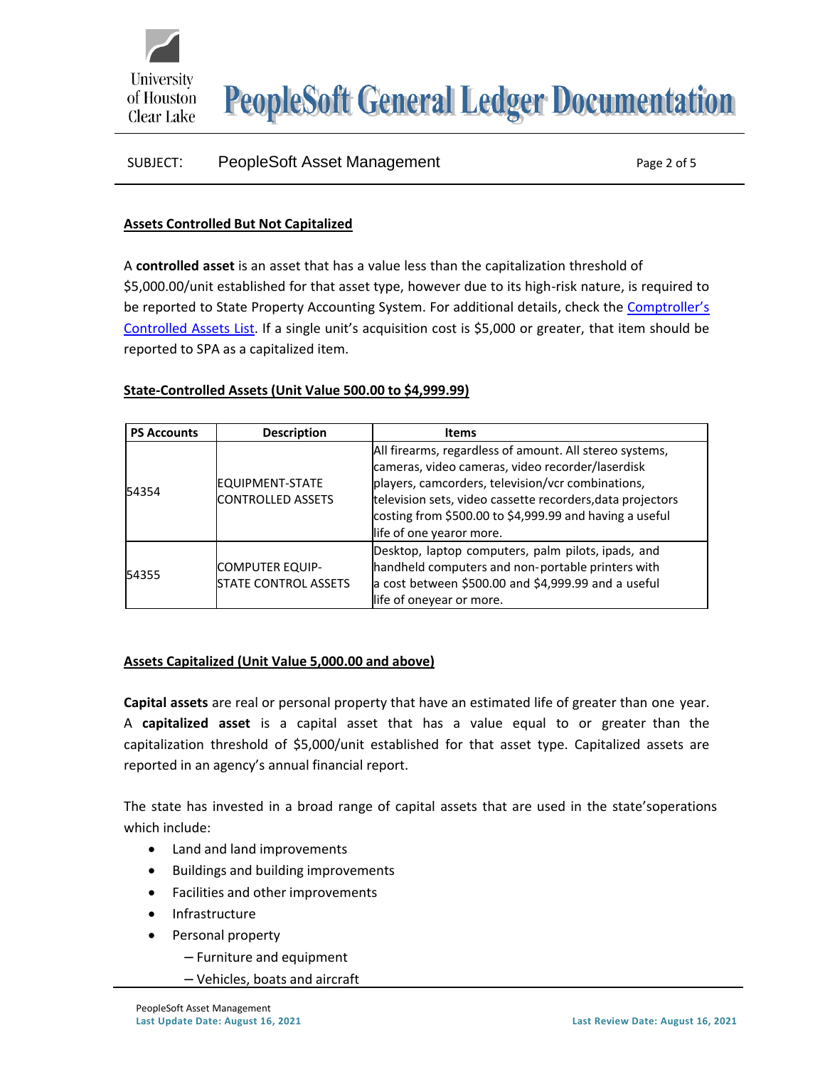**Assets Controlled But Not Capitalized**

A **controlled asset** is an asset that has a value less than the capitalization threshold of $5,000.00/unit established for that asset type, however due to its high-risk nature, is required to be reported to State Property Accounting System. For additional details, check the Comptroller's Controlled Assets List. If a single unit's acquisition cost is $5,000 or greater, that item should be reported to SPA as a capitalized item.

**State-Controlled Assets (Unit Value 500.00 to $4,999.99)**

| PS Accounts | Description | Items |
|---|---|---|
| 54354 | EQUIPMENT-STATE CONTROLLED ASSETS | All firearms, regardless of amount. All stereo systems, cameras, video cameras, video recorder/laserdisk players, camcorders, television/vcr combinations, television sets, video cassette recorders,data projectors costing from $500.00 to $4,999.99 and having a useful life of one yearor more. |
| 54355 | COMPUTER EQUIP-STATE CONTROL ASSETS | Desktop, laptop computers, palm pilots, ipads, and handheld computers and non-portable printers with a cost between $500.00 and $4,999.99 and a useful life of oneyear or more. |

**Assets Capitalized (Unit Value 5,000.00 and above)**

**Capital assets** are real or personal property that have an estimated life of greater than one year. A **capitalized asset** is a capital asset that has a value equal to or greater than the capitalization threshold of $5,000/unit established for that asset type. Capitalized assets are reported in an agency's annual financial report.

The state has invested in a broad range of capital assets that are used in the state'soperations which include:

- Land and land improvements
- Buildings and building improvements
- Facilities and other improvements
- Infrastructure
- Personal property
  - – Furniture and equipment
  - – Vehicles, boats and aircraft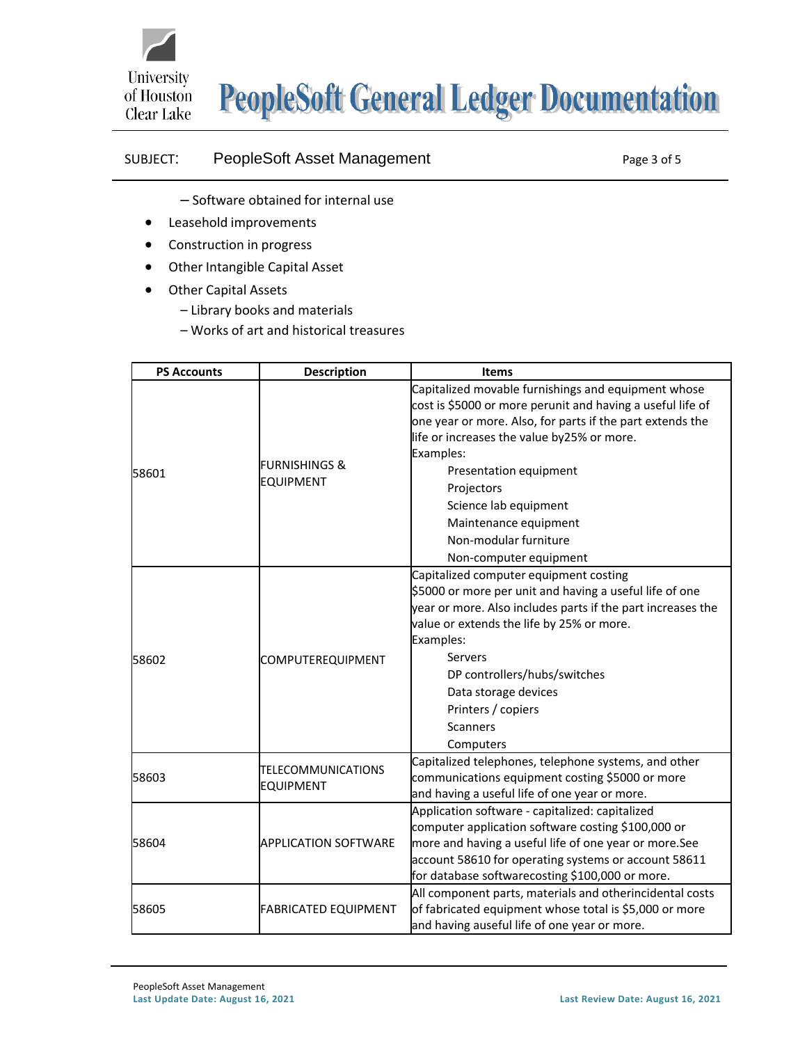– Software obtained for internal use

- Leasehold improvements
- Construction in progress
- Other Intangible Capital Asset
- Other Capital Assets
  – Library books and materials
  – Works of art and historical treasures

| PS Accounts | Description | Items |
|---|---|---|
| 58601 | FURNISHINGS & EQUIPMENT | Capitalized movable furnishings and equipment whose cost is $5000 or more perunit and having a useful life of one year or more. Also, for parts if the part extends the life or increases the value by25% or more.<br>Examples:<br>Presentation equipment<br>Projectors<br>Science lab equipment<br>Maintenance equipment<br>Non-modular furniture<br>Non-computer equipment |
| 58602 | COMPUTEREQUIPMENT | Capitalized computer equipment costing $5000 or more per unit and having a useful life of one year or more. Also includes parts if the part increases the value or extends the life by 25% or more.<br>Examples:<br>Servers<br>DP controllers/hubs/switches<br>Data storage devices<br>Printers / copiers<br>Scanners<br>Computers |
| 58603 | TELECOMMUNICATIONS EQUIPMENT | Capitalized telephones, telephone systems, and other communications equipment costing $5000 or more and having a useful life of one year or more. |
| 58604 | APPLICATION SOFTWARE | Application software - capitalized: capitalized computer application software costing $100,000 or more and having a useful life of one year or more.See account 58610 for operating systems or account 58611 for database softwarecosting $100,000 or more. |
| 58605 | FABRICATED EQUIPMENT | All component parts, materials and otherincidental costs of fabricated equipment whose total is $5,000 or more and having auseful life of one year or more. |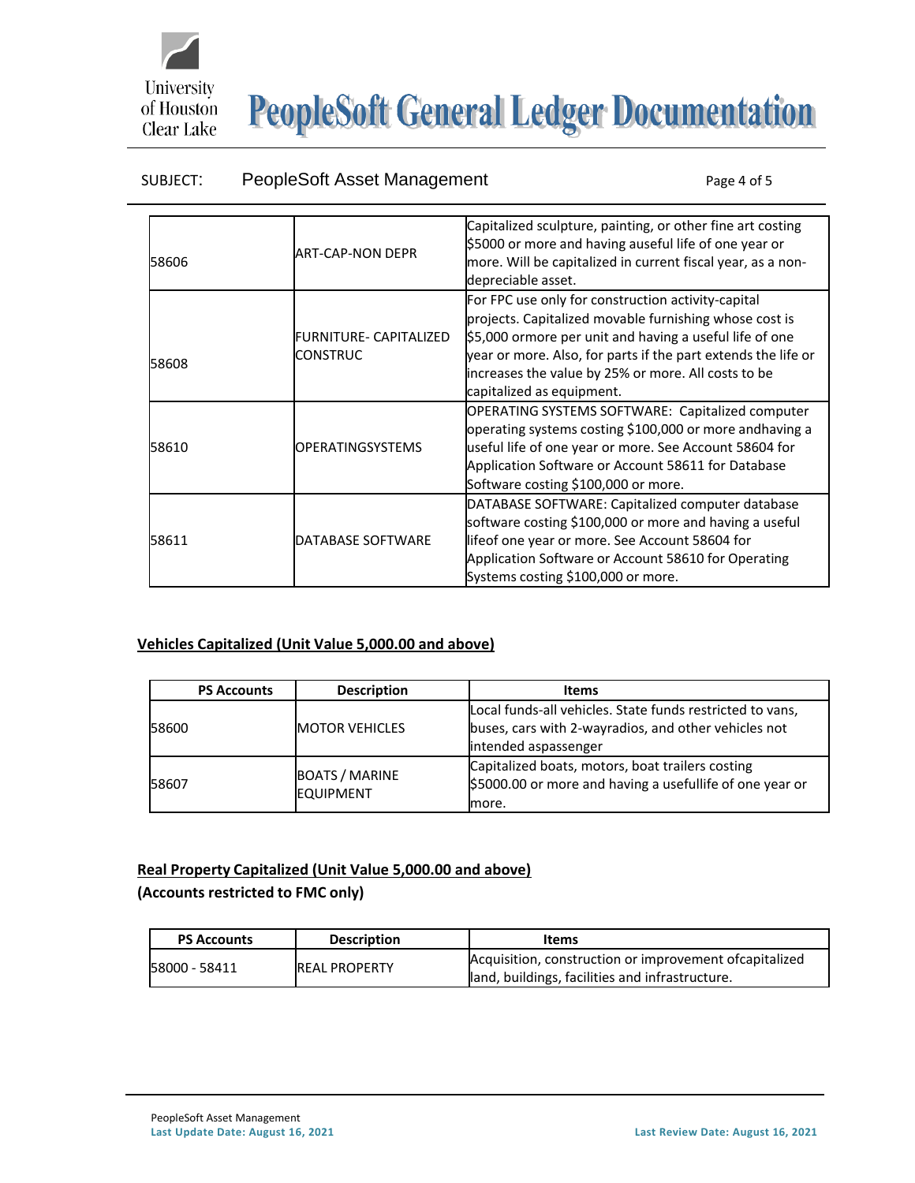| | | |
|---|---|---|
| 58606 | ART-CAP-NON DEPR | Capitalized sculpture, painting, or other fine art costing $5000 or more and having auseful life of one year or more. Will be capitalized in current fiscal year, as a non-depreciable asset. |
| 58608 | FURNITURE- CAPITALIZED CONSTRUC | For FPC use only for construction activity-capital projects. Capitalized movable furnishing whose cost is $5,000 ormore per unit and having a useful life of one year or more. Also, for parts if the part extends the life or increases the value by 25% or more. All costs to be capitalized as equipment. |
| 58610 | OPERATINGSYSTEMS | OPERATING SYSTEMS SOFTWARE: Capitalized computer operating systems costing $100,000 or more andhaving a useful life of one year or more. See Account 58604 for Application Software or Account 58611 for Database Software costing $100,000 or more. |
| 58611 | DATABASE SOFTWARE | DATABASE SOFTWARE: Capitalized computer database software costing $100,000 or more and having a useful lifeof one year or more. See Account 58604 for Application Software or Account 58610 for Operating Systems costing $100,000 or more. |

**Vehicles Capitalized (Unit Value 5,000.00 and above)**

| PS Accounts | Description | Items |
|---|---|---|
| 58600 | MOTOR VEHICLES | Local funds-all vehicles. State funds restricted to vans, buses, cars with 2-wayradios, and other vehicles not intended aspassenger |
| 58607 | BOATS / MARINE EQUIPMENT | Capitalized boats, motors, boat trailers costing $5000.00 or more and having a usefullife of one year or more. |

**Real Property Capitalized (Unit Value 5,000.00 and above)**

**(Accounts restricted to FMC only)**

| PS Accounts | Description | Items |
|---|---|---|
| 58000 - 58411 | REAL PROPERTY | Acquisition, construction or improvement ofcapitalized land, buildings, facilities and infrastructure. |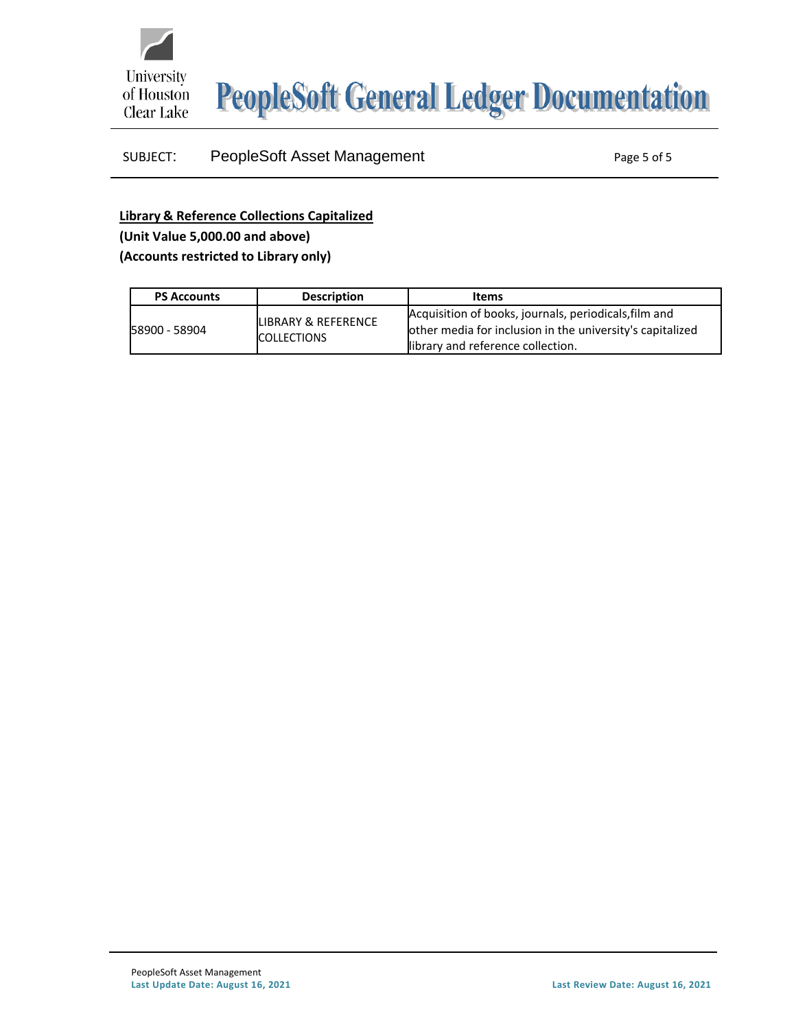**Library & Reference Collections Capitalized**

**(Unit Value 5,000.00 and above)**

**(Accounts restricted to Library only)**

| PS Accounts | Description | Items |
|---|---|---|
| 58900 - 58904 | LIBRARY & REFERENCE COLLECTIONS | Acquisition of books, journals, periodicals,film and other media for inclusion in the university's capitalized library and reference collection. |